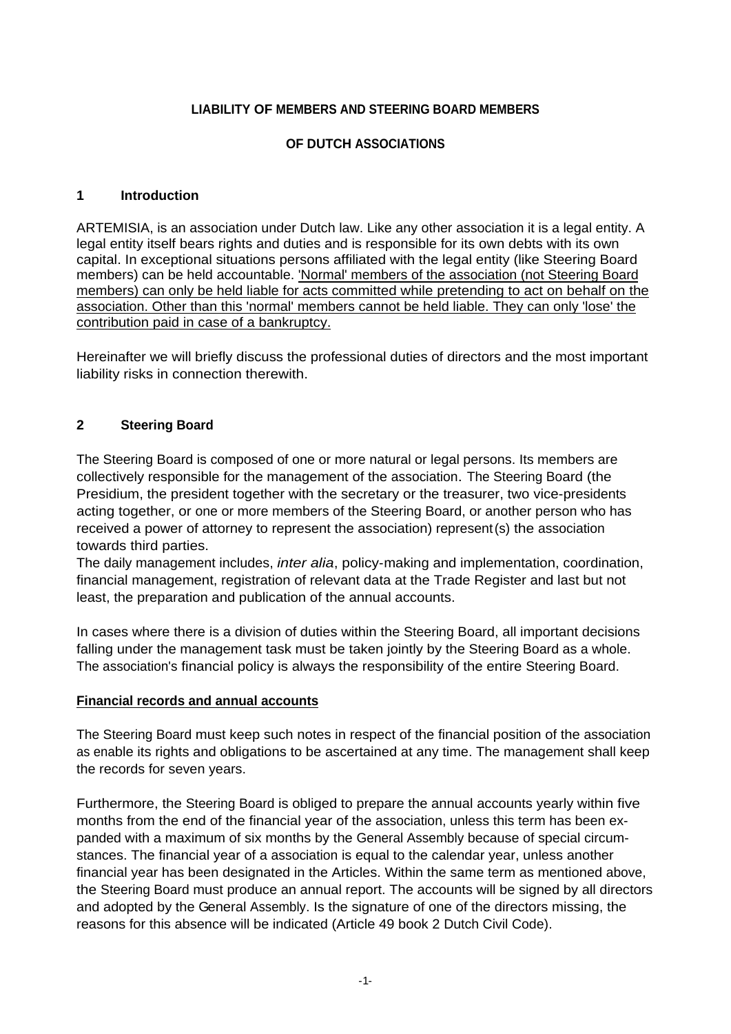**LIABILITY OF MEMBERS AND STEERING BOARD MEMBERS**

**OF DUTCH ASSOCIATIONS**

## 1 Introduction

ARTEMISIA, is an association under Dutch law. Like any other association it is a legal entity. A legal entity itself bears rights and duties and is responsible for its own debts with its own capital. In exceptional situations persons affiliated with the legal entity (like Steering Board members) can be held accountable. <u>'Normal' members of the association (not Steering Board members) can only be held liable for acts committed while pretending to act on behalf on the association. Other than this 'normal' members cannot be held liable. They can only 'lose' the contribution paid in case of a bankruptcy.</u>

Hereinafter we will briefly discuss the professional duties of directors and the most important liability risks in connection therewith.

## 2 Steering Board

The Steering Board is composed of one or more natural or legal persons. Its members are collectively responsible for the management of the association. The Steering Board (the Presidium, the president together with the secretary or the treasurer, two vice-presidents acting together, or one or more members of the Steering Board, or another person who has received a power of attorney to represent the association) represent(s) the association towards third parties.
The daily management includes, *inter alia*, policy-making and implementation, coordination, financial management, registration of relevant data at the Trade Register and last but not least, the preparation and publication of the annual accounts.

In cases where there is a division of duties within the Steering Board, all important decisions falling under the management task must be taken jointly by the Steering Board as a whole. The association's financial policy is always the responsibility of the entire Steering Board.

**<u>Financial records and annual accounts</u>**

The Steering Board must keep such notes in respect of the financial position of the association as enable its rights and obligations to be ascertained at any time. The management shall keep the records for seven years.

Furthermore, the Steering Board is obliged to prepare the annual accounts yearly within five months from the end of the financial year of the association, unless this term has been expanded with a maximum of six months by the General Assembly because of special circumstances. The financial year of a association is equal to the calendar year, unless another financial year has been designated in the Articles. Within the same term as mentioned above, the Steering Board must produce an annual report. The accounts will be signed by all directors and adopted by the General Assembly. Is the signature of one of the directors missing, the reasons for this absence will be indicated (Article 49 book 2 Dutch Civil Code).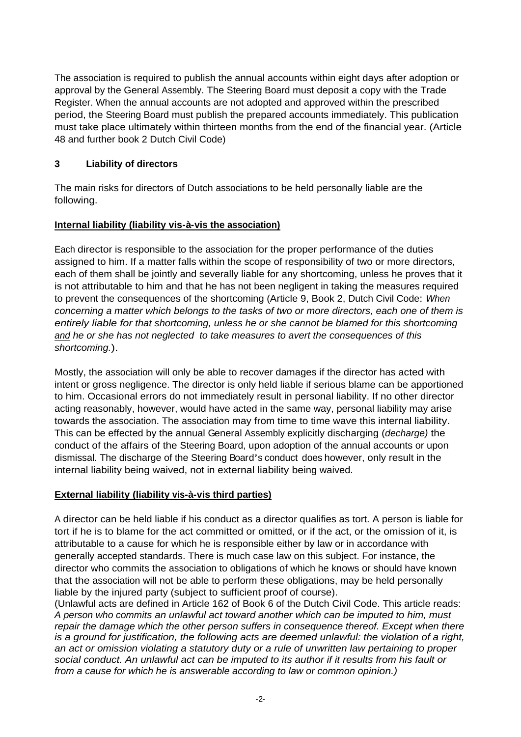The association is required to publish the annual accounts within eight days after adoption or approval by the General Assembly. The Steering Board must deposit a copy with the Trade Register. When the annual accounts are not adopted and approved within the prescribed period, the Steering Board must publish the prepared accounts immediately. This publication must take place ultimately within thirteen months from the end of the financial year. (Article 48 and further book 2 Dutch Civil Code)

## 3 Liability of directors

The main risks for directors of Dutch associations to be held personally liable are the following.

**Internal liability (liability vis-à-vis the association)**

Each director is responsible to the association for the proper performance of the duties assigned to him. If a matter falls within the scope of responsibility of two or more directors, each of them shall be jointly and severally liable for any shortcoming, unless he proves that it is not attributable to him and that he has not been negligent in taking the measures required to prevent the consequences of the shortcoming (Article 9, Book 2, Dutch Civil Code: *When concerning a matter which belongs to the tasks of two or more directors, each one of them is entirely liable for that shortcoming, unless he or she cannot be blamed for this shortcoming and he or she has not neglected to take measures to avert the consequences of this shortcoming.*).

Mostly, the association will only be able to recover damages if the director has acted with intent or gross negligence. The director is only held liable if serious blame can be apportioned to him. Occasional errors do not immediately result in personal liability. If no other director acting reasonably, however, would have acted in the same way, personal liability may arise towards the association. The association may from time to time wave this internal liability. This can be effected by the annual General Assembly explicitly discharging (*decharge)* the conduct of the affairs of the Steering Board, upon adoption of the annual accounts or upon dismissal. The discharge of the Steering Board's conduct does however, only result in the internal liability being waived, not in external liability being waived.

**External liability (liability vis-à-vis third parties)**

A director can be held liable if his conduct as a director qualifies as tort. A person is liable for tort if he is to blame for the act committed or omitted, or if the act, or the omission of it, is attributable to a cause for which he is responsible either by law or in accordance with generally accepted standards. There is much case law on this subject. For instance, the director who commits the association to obligations of which he knows or should have known that the association will not be able to perform these obligations, may be held personally liable by the injured party (subject to sufficient proof of course).
(Unlawful acts are defined in Article 162 of Book 6 of the Dutch Civil Code. This article reads: *A person who commits an unlawful act toward another which can be imputed to him, must repair the damage which the other person suffers in consequence thereof. Except when there is a ground for justification, the following acts are deemed unlawful: the violation of a right, an act or omission violating a statutory duty or a rule of unwritten law pertaining to proper social conduct. An unlawful act can be imputed to its author if it results from his fault or from a cause for which he is answerable according to law or common opinion.)*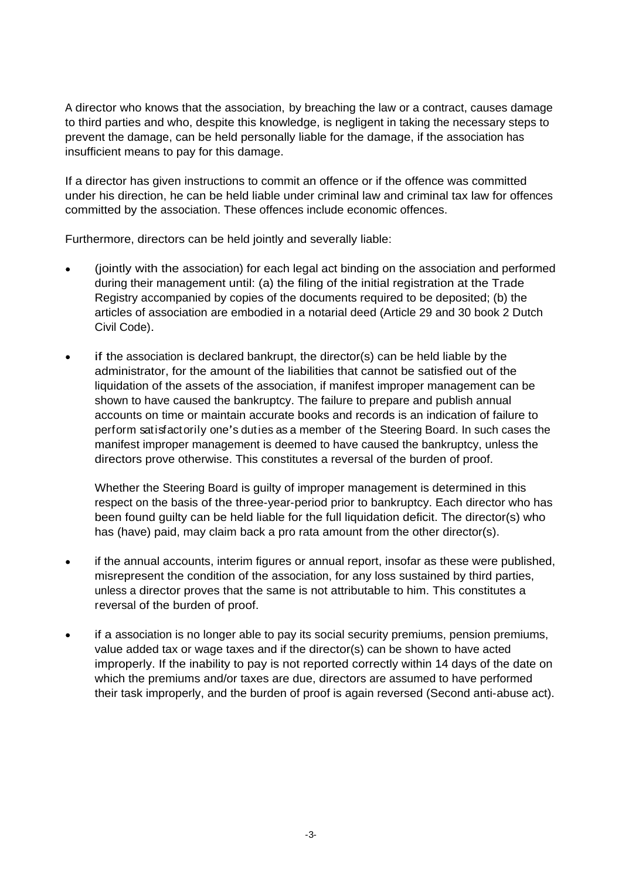A director who knows that the association, by breaching the law or a contract, causes damage to third parties and who, despite this knowledge, is negligent in taking the necessary steps to prevent the damage, can be held personally liable for the damage, if the association has insufficient means to pay for this damage.

If a director has given instructions to commit an offence or if the offence was committed under his direction, he can be held liable under criminal law and criminal tax law for offences committed by the association. These offences include economic offences.

Furthermore, directors can be held jointly and severally liable:

- (jointly with the association) for each legal act binding on the association and performed during their management until: (a) the filing of the initial registration at the Trade Registry accompanied by copies of the documents required to be deposited; (b) the articles of association are embodied in a notarial deed (Article 29 and 30 book 2 Dutch Civil Code).

- if the association is declared bankrupt, the director(s) can be held liable by the administrator, for the amount of the liabilities that cannot be satisfied out of the liquidation of the assets of the association, if manifest improper management can be shown to have caused the bankruptcy. The failure to prepare and publish annual accounts on time or maintain accurate books and records is an indication of failure to perform satisfactorily one's duties as a member of the Steering Board. In such cases the manifest improper management is deemed to have caused the bankruptcy, unless the directors prove otherwise. This constitutes a reversal of the burden of proof.

  Whether the Steering Board is guilty of improper management is determined in this respect on the basis of the three-year-period prior to bankruptcy. Each director who has been found guilty can be held liable for the full liquidation deficit. The director(s) who has (have) paid, may claim back a pro rata amount from the other director(s).

- if the annual accounts, interim figures or annual report, insofar as these were published, misrepresent the condition of the association, for any loss sustained by third parties, unless a director proves that the same is not attributable to him. This constitutes a reversal of the burden of proof.

- if a association is no longer able to pay its social security premiums, pension premiums, value added tax or wage taxes and if the director(s) can be shown to have acted improperly. If the inability to pay is not reported correctly within 14 days of the date on which the premiums and/or taxes are due, directors are assumed to have performed their task improperly, and the burden of proof is again reversed (Second anti-abuse act).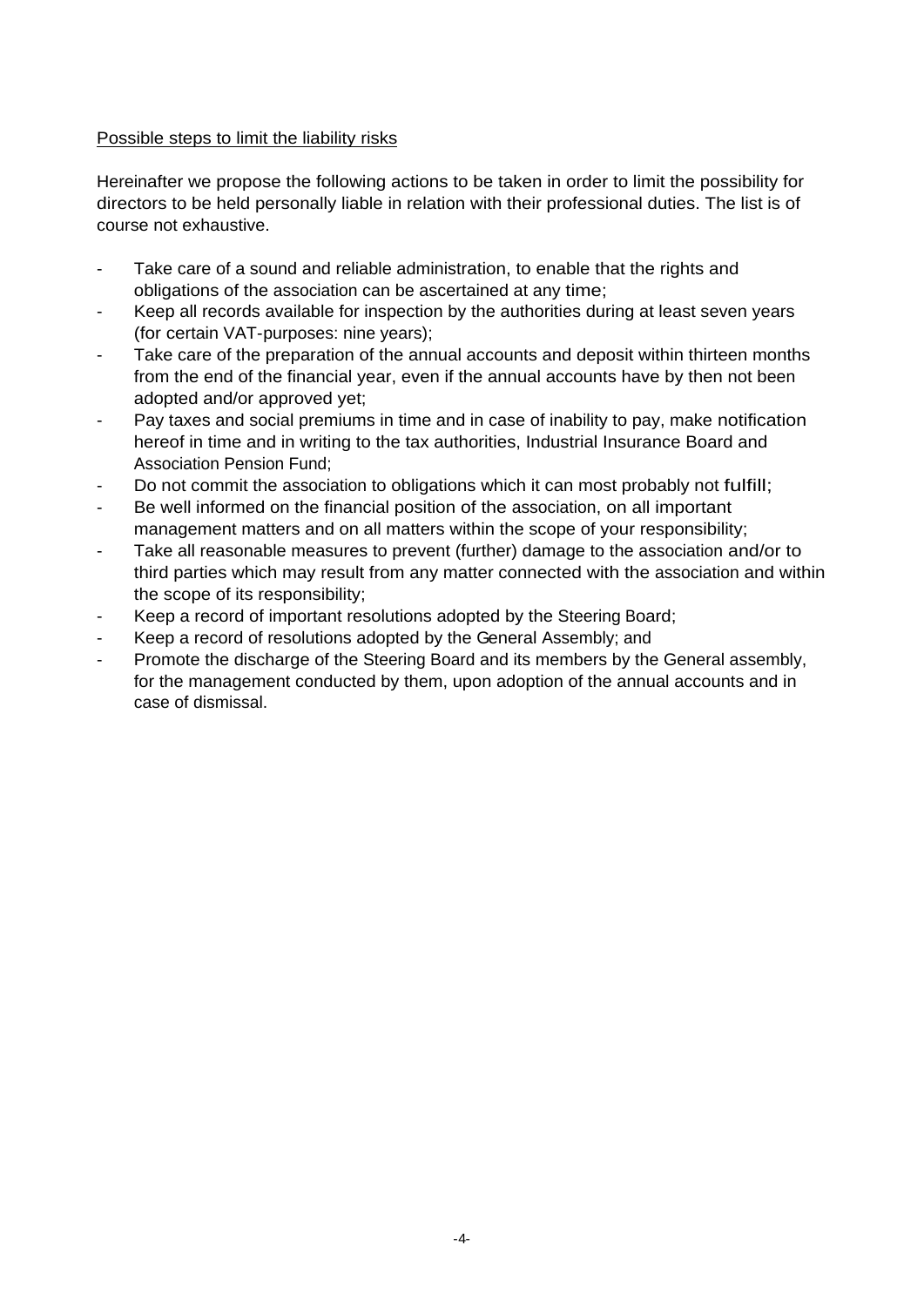Possible steps to limit the liability risks

Hereinafter we propose the following actions to be taken in order to limit the possibility for directors to be held personally liable in relation with their professional duties. The list is of course not exhaustive.

- Take care of a sound and reliable administration, to enable that the rights and obligations of the association can be ascertained at any time;
- Keep all records available for inspection by the authorities during at least seven years (for certain VAT-purposes: nine years);
- Take care of the preparation of the annual accounts and deposit within thirteen months from the end of the financial year, even if the annual accounts have by then not been adopted and/or approved yet;
- Pay taxes and social premiums in time and in case of inability to pay, make notification hereof in time and in writing to the tax authorities, Industrial Insurance Board and Association Pension Fund;
- Do not commit the association to obligations which it can most probably not fulfill;
- Be well informed on the financial position of the association, on all important management matters and on all matters within the scope of your responsibility;
- Take all reasonable measures to prevent (further) damage to the association and/or to third parties which may result from any matter connected with the association and within the scope of its responsibility;
- Keep a record of important resolutions adopted by the Steering Board;
- Keep a record of resolutions adopted by the General Assembly; and
- Promote the discharge of the Steering Board and its members by the General assembly, for the management conducted by them, upon adoption of the annual accounts and in case of dismissal.